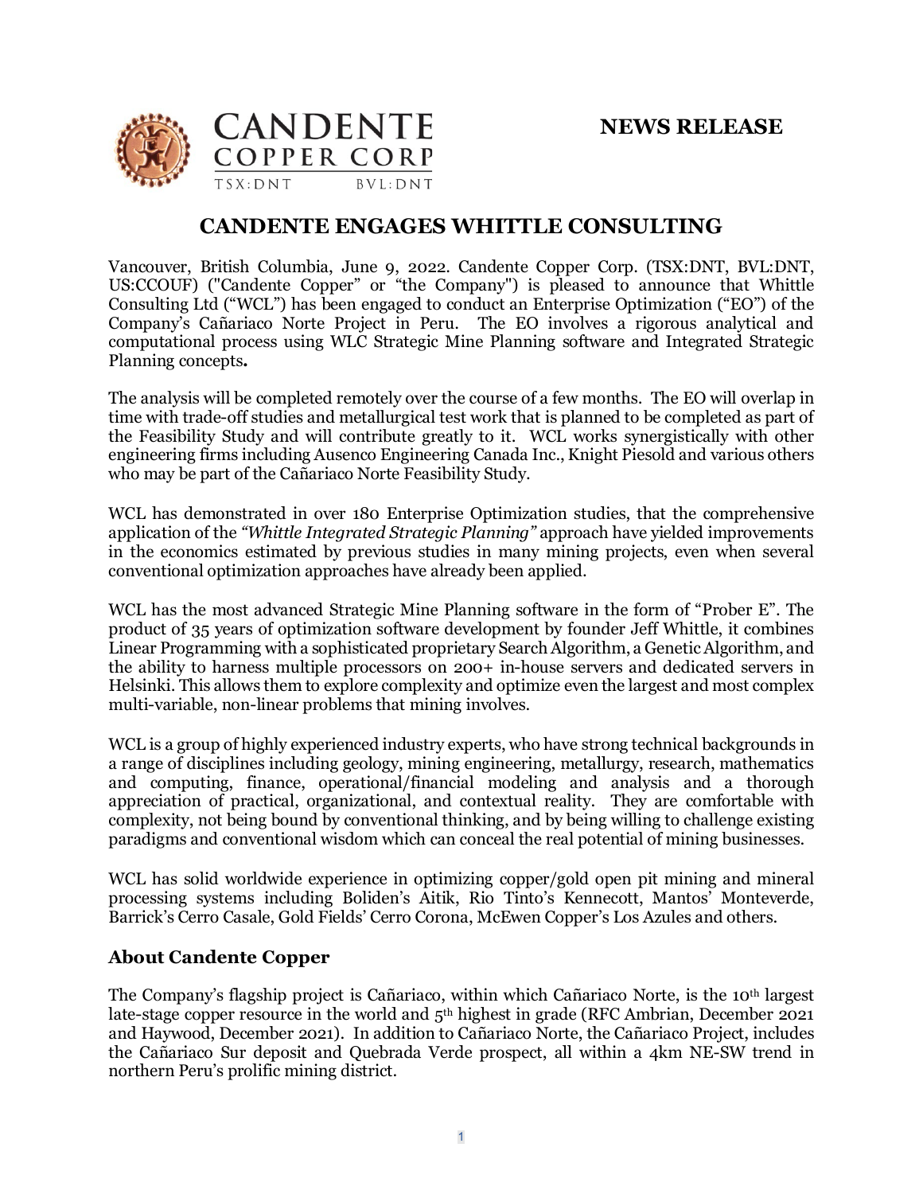CANDENTE COPPER CORP

TSX:DNT BVL:DNT

**NEWS RELEASE**

# CANDENTE ENGAGES WHITTLE CONSULTING

Vancouver, British Columbia, June 9, 2022. Candente Copper Corp. (TSX:DNT, BVL:DNT, US:CCOUF) ("Candente Copper" or "the Company") is pleased to announce that Whittle Consulting Ltd ("WCL") has been engaged to conduct an Enterprise Optimization ("EO") of the Company's Cañariaco Norte Project in Peru. The EO involves a rigorous analytical and computational process using WLC Strategic Mine Planning software and Integrated Strategic Planning concepts**.**

The analysis will be completed remotely over the course of a few months. The EO will overlap in time with trade-off studies and metallurgical test work that is planned to be completed as part of the Feasibility Study and will contribute greatly to it. WCL works synergistically with other engineering firms including Ausenco Engineering Canada Inc., Knight Piesold and various others who may be part of the Cañariaco Norte Feasibility Study.

WCL has demonstrated in over 180 Enterprise Optimization studies, that the comprehensive application of the *"Whittle Integrated Strategic Planning"* approach have yielded improvements in the economics estimated by previous studies in many mining projects, even when several conventional optimization approaches have already been applied.

WCL has the most advanced Strategic Mine Planning software in the form of "Prober E". The product of 35 years of optimization software development by founder Jeff Whittle, it combines Linear Programming with a sophisticated proprietary Search Algorithm, a Genetic Algorithm, and the ability to harness multiple processors on 200+ in-house servers and dedicated servers in Helsinki. This allows them to explore complexity and optimize even the largest and most complex multi-variable, non-linear problems that mining involves.

WCL is a group of highly experienced industry experts, who have strong technical backgrounds in a range of disciplines including geology, mining engineering, metallurgy, research, mathematics and computing, finance, operational/financial modeling and analysis and a thorough appreciation of practical, organizational, and contextual reality. They are comfortable with complexity, not being bound by conventional thinking, and by being willing to challenge existing paradigms and conventional wisdom which can conceal the real potential of mining businesses.

WCL has solid worldwide experience in optimizing copper/gold open pit mining and mineral processing systems including Boliden's Aitik, Rio Tinto's Kennecott, Mantos' Monteverde, Barrick's Cerro Casale, Gold Fields' Cerro Corona, McEwen Copper's Los Azules and others.

## About Candente Copper

The Company's flagship project is Cañariaco, within which Cañariaco Norte, is the 10th largest late-stage copper resource in the world and 5th highest in grade (RFC Ambrian, December 2021 and Haywood, December 2021). In addition to Cañariaco Norte, the Cañariaco Project, includes the Cañariaco Sur deposit and Quebrada Verde prospect, all within a 4km NE-SW trend in northern Peru's prolific mining district.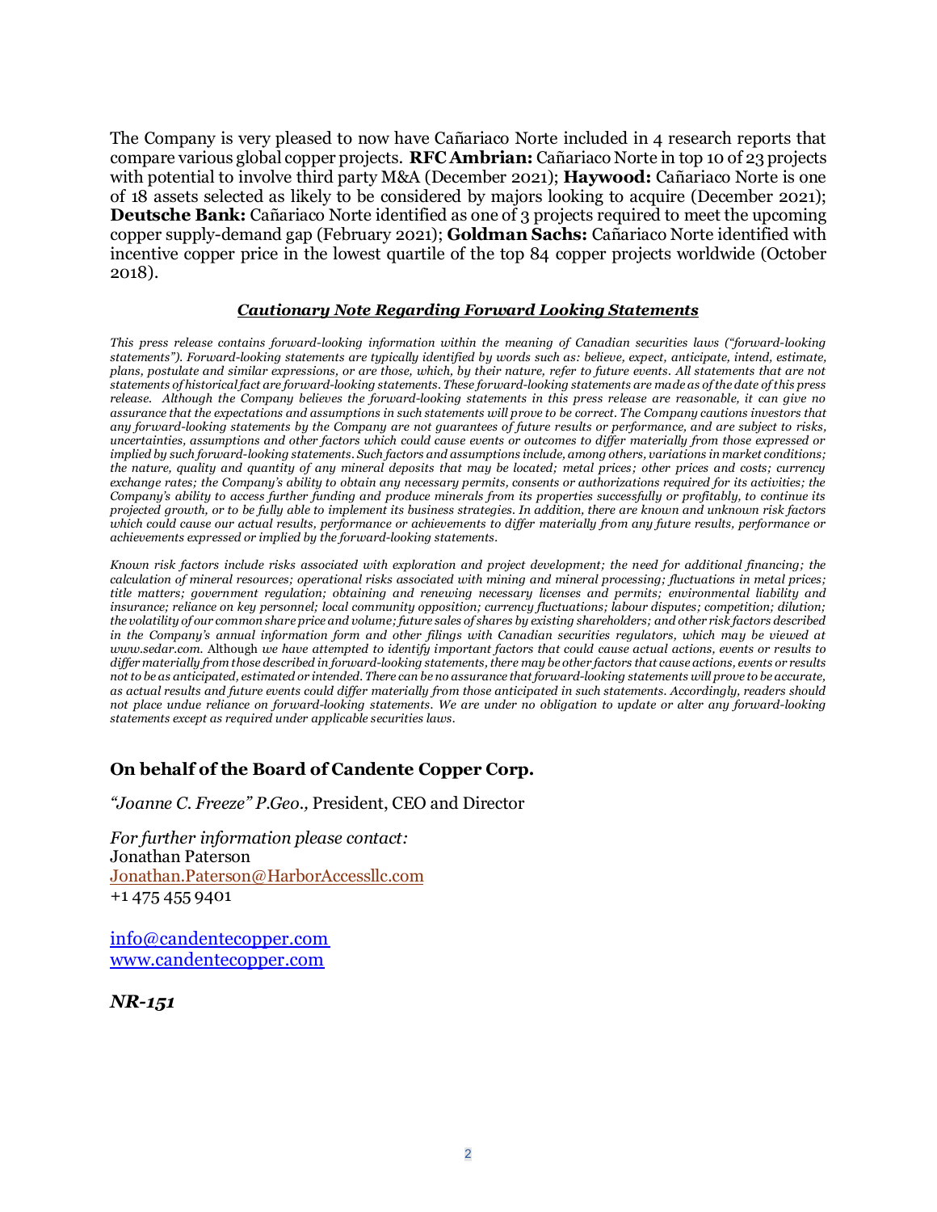The Company is very pleased to now have Cañariaco Norte included in 4 research reports that compare various global copper projects. **RFC Ambrian:** Cañariaco Norte in top 10 of 23 projects with potential to involve third party M&A (December 2021); **Haywood:** Cañariaco Norte is one of 18 assets selected as likely to be considered by majors looking to acquire (December 2021); **Deutsche Bank:** Cañariaco Norte identified as one of 3 projects required to meet the upcoming copper supply-demand gap (February 2021); **Goldman Sachs:** Cañariaco Norte identified with incentive copper price in the lowest quartile of the top 84 copper projects worldwide (October 2018).

### ***Cautionary Note Regarding Forward Looking Statements***

*This press release contains forward-looking information within the meaning of Canadian securities laws ("forward-looking statements"). Forward-looking statements are typically identified by words such as: believe, expect, anticipate, intend, estimate, plans, postulate and similar expressions, or are those, which, by their nature, refer to future events. All statements that are not statements of historical fact are forward-looking statements. These forward-looking statements are made as of the date of this press release. Although the Company believes the forward-looking statements in this press release are reasonable, it can give no assurance that the expectations and assumptions in such statements will prove to be correct. The Company cautions investors that any forward-looking statements by the Company are not guarantees of future results or performance, and are subject to risks, uncertainties, assumptions and other factors which could cause events or outcomes to differ materially from those expressed or implied by such forward-looking statements. Such factors and assumptions include, among others, variations in market conditions; the nature, quality and quantity of any mineral deposits that may be located; metal prices; other prices and costs; currency exchange rates; the Company's ability to obtain any necessary permits, consents or authorizations required for its activities; the Company's ability to access further funding and produce minerals from its properties successfully or profitably, to continue its projected growth, or to be fully able to implement its business strategies. In addition, there are known and unknown risk factors which could cause our actual results, performance or achievements to differ materially from any future results, performance or achievements expressed or implied by the forward-looking statements.*

*Known risk factors include risks associated with exploration and project development; the need for additional financing; the calculation of mineral resources; operational risks associated with mining and mineral processing; fluctuations in metal prices; title matters; government regulation; obtaining and renewing necessary licenses and permits; environmental liability and insurance; reliance on key personnel; local community opposition; currency fluctuations; labour disputes; competition; dilution; the volatility of our common share price and volume; future sales of shares by existing shareholders; and other risk factors described in the Company's annual information form and other filings with Canadian securities regulators, which may be viewed at www.sedar.com.* Although *we have attempted to identify important factors that could cause actual actions, events or results to differ materially from those described in forward-looking statements, there may be other factors that cause actions, events or results not to be as anticipated, estimated or intended. There can be no assurance that forward-looking statements will prove to be accurate, as actual results and future events could differ materially from those anticipated in such statements. Accordingly, readers should not place undue reliance on forward-looking statements. We are under no obligation to update or alter any forward-looking statements except as required under applicable securities laws.*

**On behalf of the Board of Candente Copper Corp.**

*"Joanne C. Freeze" P.Geo.,* President, CEO and Director

*For further information please contact:*
Jonathan Paterson
Jonathan.Paterson@HarborAccessllc.com
+1 475 455 9401

info@candentecopper.com
www.candentecopper.com

***NR-151***